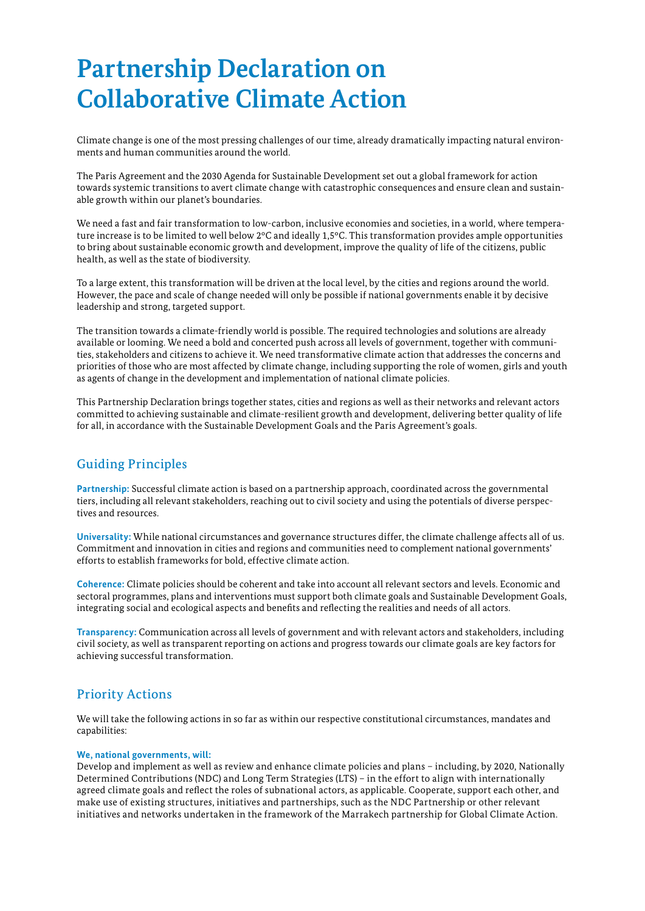# Partnership Declaration on Collaborative Climate Action

Climate change is one of the most pressing challenges of our time, already dramatically impacting natural environments and human communities around the world.

The Paris Agreement and the 2030 Agenda for Sustainable Development set out a global framework for action towards systemic transitions to avert climate change with catastrophic consequences and ensure clean and sustainable growth within our planet's boundaries.

We need a fast and fair transformation to low-carbon, inclusive economies and societies, in a world, where temperature increase is to be limited to well below 2°C and ideally 1,5°C. This transformation provides ample opportunities to bring about sustainable economic growth and development, improve the quality of life of the citizens, public health, as well as the state of biodiversity.

To a large extent, this transformation will be driven at the local level, by the cities and regions around the world. However, the pace and scale of change needed will only be possible if national governments enable it by decisive leadership and strong, targeted support.

The transition towards a climate-friendly world is possible. The required technologies and solutions are already available or looming. We need a bold and concerted push across all levels of government, together with communities, stakeholders and citizens to achieve it. We need transformative climate action that addresses the concerns and priorities of those who are most affected by climate change, including supporting the role of women, girls and youth as agents of change in the development and implementation of national climate policies.

This Partnership Declaration brings together states, cities and regions as well as their networks and relevant actors committed to achieving sustainable and climate-resilient growth and development, delivering better quality of life for all, in accordance with the Sustainable Development Goals and the Paris Agreement's goals.

## Guiding Principles

**Partnership:** Successful climate action is based on a partnership approach, coordinated across the governmental tiers, including all relevant stakeholders, reaching out to civil society and using the potentials of diverse perspectives and resources.

**Universality:** While national circumstances and governance structures differ, the climate challenge affects all of us. Commitment and innovation in cities and regions and communities need to complement national governments' efforts to establish frameworks for bold, effective climate action.

**Coherence:** Climate policies should be coherent and take into account all relevant sectors and levels. Economic and sectoral programmes, plans and interventions must support both climate goals and Sustainable Development Goals, integrating social and ecological aspects and benefits and reflecting the realities and needs of all actors.

**Transparency:** Communication across all levels of government and with relevant actors and stakeholders, including civil society, as well as transparent reporting on actions and progress towards our climate goals are key factors for achieving successful transformation.

## Priority Actions

We will take the following actions in so far as within our respective constitutional circumstances, mandates and capabilities:

**We, national governments, will:**
Develop and implement as well as review and enhance climate policies and plans – including, by 2020, Nationally Determined Contributions (NDC) and Long Term Strategies (LTS) – in the effort to align with internationally agreed climate goals and reflect the roles of subnational actors, as applicable. Cooperate, support each other, and make use of existing structures, initiatives and partnerships, such as the NDC Partnership or other relevant initiatives and networks undertaken in the framework of the Marrakech partnership for Global Climate Action.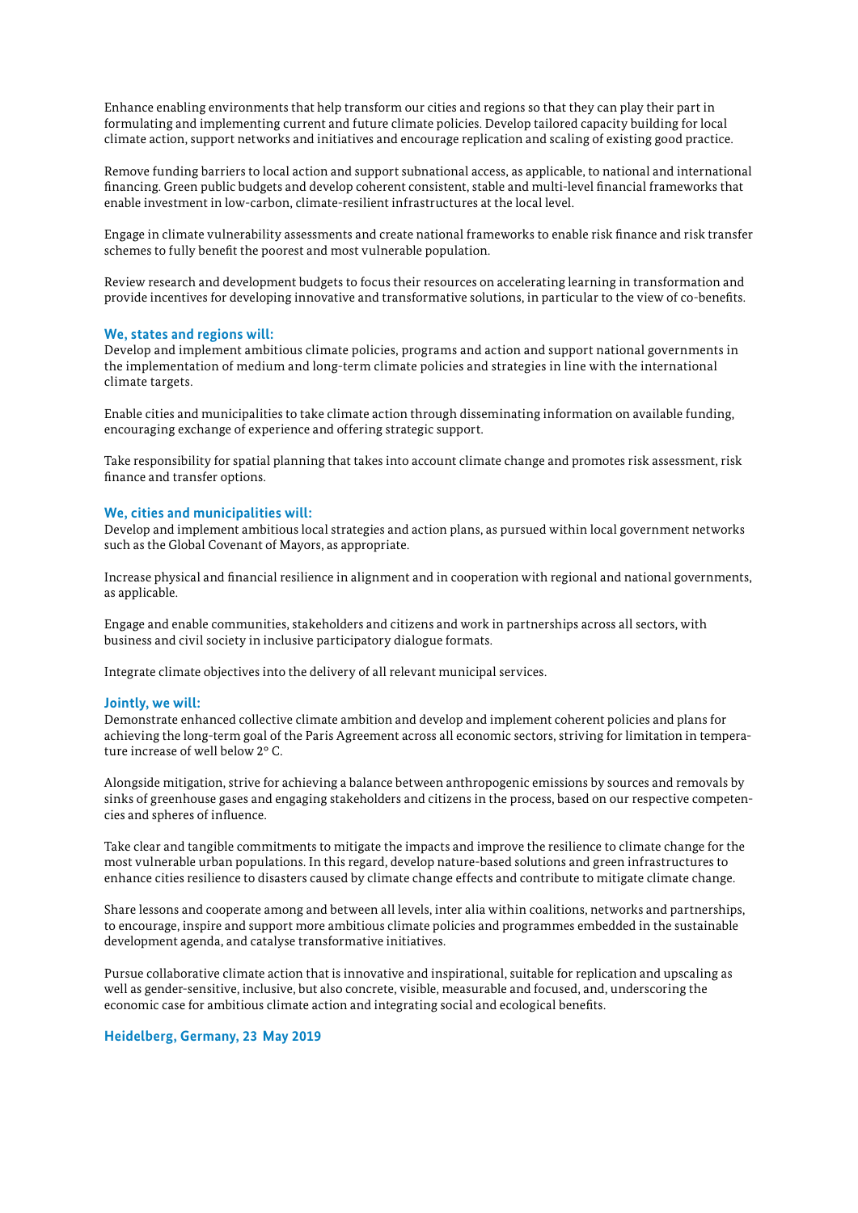Enhance enabling environments that help transform our cities and regions so that they can play their part in formulating and implementing current and future climate policies. Develop tailored capacity building for local climate action, support networks and initiatives and encourage replication and scaling of existing good practice.

Remove funding barriers to local action and support subnational access, as applicable, to national and international financing. Green public budgets and develop coherent consistent, stable and multi-level financial frameworks that enable investment in low-carbon, climate-resilient infrastructures at the local level.

Engage in climate vulnerability assessments and create national frameworks to enable risk finance and risk transfer schemes to fully benefit the poorest and most vulnerable population.

Review research and development budgets to focus their resources on accelerating learning in transformation and provide incentives for developing innovative and transformative solutions, in particular to the view of co-benefits.

**We, states and regions will:**

Develop and implement ambitious climate policies, programs and action and support national governments in the implementation of medium and long-term climate policies and strategies in line with the international climate targets.

Enable cities and municipalities to take climate action through disseminating information on available funding, encouraging exchange of experience and offering strategic support.

Take responsibility for spatial planning that takes into account climate change and promotes risk assessment, risk finance and transfer options.

**We, cities and municipalities will:**

Develop and implement ambitious local strategies and action plans, as pursued within local government networks such as the Global Covenant of Mayors, as appropriate.

Increase physical and financial resilience in alignment and in cooperation with regional and national governments, as applicable.

Engage and enable communities, stakeholders and citizens and work in partnerships across all sectors, with business and civil society in inclusive participatory dialogue formats.

Integrate climate objectives into the delivery of all relevant municipal services.

**Jointly, we will:**

Demonstrate enhanced collective climate ambition and develop and implement coherent policies and plans for achieving the long-term goal of the Paris Agreement across all economic sectors, striving for limitation in temperature increase of well below 2° C.

Alongside mitigation, strive for achieving a balance between anthropogenic emissions by sources and removals by sinks of greenhouse gases and engaging stakeholders and citizens in the process, based on our respective competencies and spheres of influence.

Take clear and tangible commitments to mitigate the impacts and improve the resilience to climate change for the most vulnerable urban populations. In this regard, develop nature-based solutions and green infrastructures to enhance cities resilience to disasters caused by climate change effects and contribute to mitigate climate change.

Share lessons and cooperate among and between all levels, inter alia within coalitions, networks and partnerships, to encourage, inspire and support more ambitious climate policies and programmes embedded in the sustainable development agenda, and catalyse transformative initiatives.

Pursue collaborative climate action that is innovative and inspirational, suitable for replication and upscaling as well as gender-sensitive, inclusive, but also concrete, visible, measurable and focused, and, underscoring the economic case for ambitious climate action and integrating social and ecological benefits.

**Heidelberg, Germany, 23 May 2019**